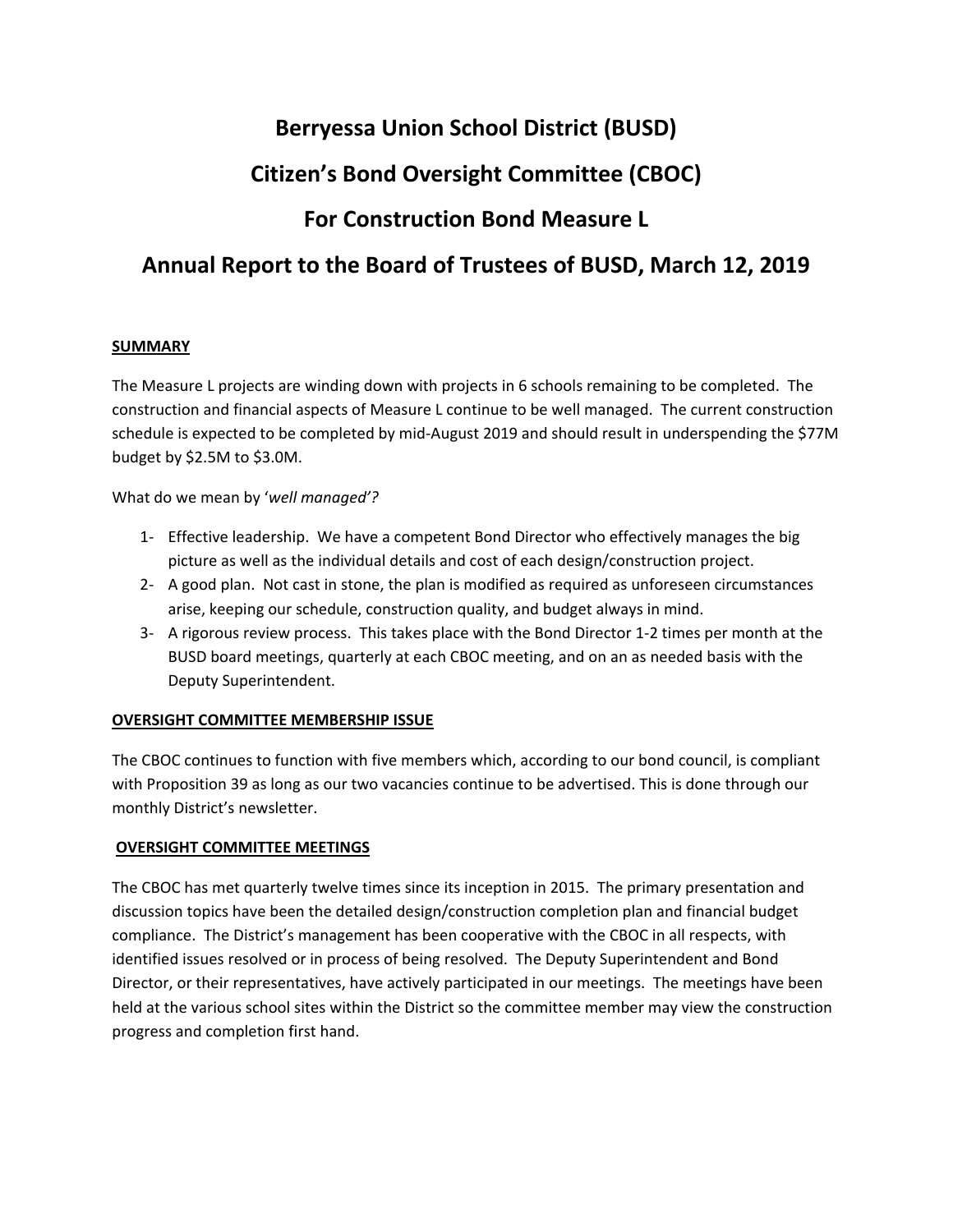# Berryessa Union School District (BUSD)

# Citizen's Bond Oversight Committee (CBOC)

# For Construction Bond Measure L

# Annual Report to the Board of Trustees of BUSD, March 12, 2019

## SUMMARY

The Measure L projects are winding down with projects in 6 schools remaining to be completed. The construction and financial aspects of Measure L continue to be well managed. The current construction schedule is expected to be completed by mid-August 2019 and should result in underspending the $77M budget by $2.5M to $3.0M.

What do we mean by '*well managed'?*

1- Effective leadership. We have a competent Bond Director who effectively manages the big picture as well as the individual details and cost of each design/construction project.
2- A good plan. Not cast in stone, the plan is modified as required as unforeseen circumstances arise, keeping our schedule, construction quality, and budget always in mind.
3- A rigorous review process. This takes place with the Bond Director 1-2 times per month at the BUSD board meetings, quarterly at each CBOC meeting, and on an as needed basis with the Deputy Superintendent.

## OVERSIGHT COMMITTEE MEMBERSHIP ISSUE

The CBOC continues to function with five members which, according to our bond council, is compliant with Proposition 39 as long as our two vacancies continue to be advertised. This is done through our monthly District's newsletter.

## OVERSIGHT COMMITTEE MEETINGS

The CBOC has met quarterly twelve times since its inception in 2015. The primary presentation and discussion topics have been the detailed design/construction completion plan and financial budget compliance. The District's management has been cooperative with the CBOC in all respects, with identified issues resolved or in process of being resolved. The Deputy Superintendent and Bond Director, or their representatives, have actively participated in our meetings. The meetings have been held at the various school sites within the District so the committee member may view the construction progress and completion first hand.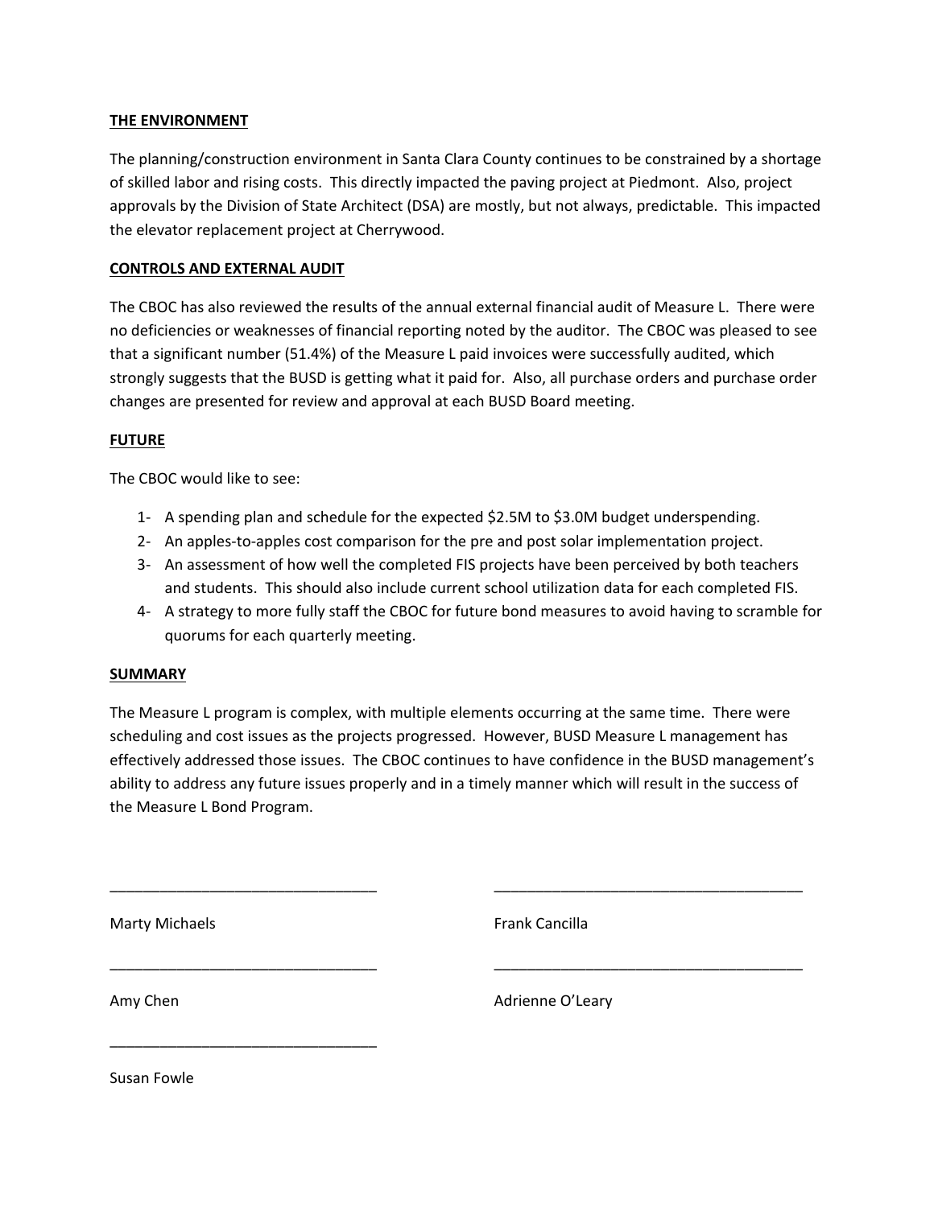**THE ENVIRONMENT**

The planning/construction environment in Santa Clara County continues to be constrained by a shortage of skilled labor and rising costs. This directly impacted the paving project at Piedmont. Also, project approvals by the Division of State Architect (DSA) are mostly, but not always, predictable. This impacted the elevator replacement project at Cherrywood.

**CONTROLS AND EXTERNAL AUDIT**

The CBOC has also reviewed the results of the annual external financial audit of Measure L. There were no deficiencies or weaknesses of financial reporting noted by the auditor. The CBOC was pleased to see that a significant number (51.4%) of the Measure L paid invoices were successfully audited, which strongly suggests that the BUSD is getting what it paid for. Also, all purchase orders and purchase order changes are presented for review and approval at each BUSD Board meeting.

**FUTURE**

The CBOC would like to see:

1- A spending plan and schedule for the expected $2.5M to $3.0M budget underspending.
2- An apples-to-apples cost comparison for the pre and post solar implementation project.
3- An assessment of how well the completed FIS projects have been perceived by both teachers and students. This should also include current school utilization data for each completed FIS.
4- A strategy to more fully staff the CBOC for future bond measures to avoid having to scramble for quorums for each quarterly meeting.

**SUMMARY**

The Measure L program is complex, with multiple elements occurring at the same time. There were scheduling and cost issues as the projects progressed. However, BUSD Measure L management has effectively addressed those issues. The CBOC continues to have confidence in the BUSD management's ability to address any future issues properly and in a timely manner which will result in the success of the Measure L Bond Program.

________________________________ ________________________________

Marty Michaels Frank Cancilla

________________________________ ________________________________

Amy Chen Adrienne O'Leary

________________________________

Susan Fowle